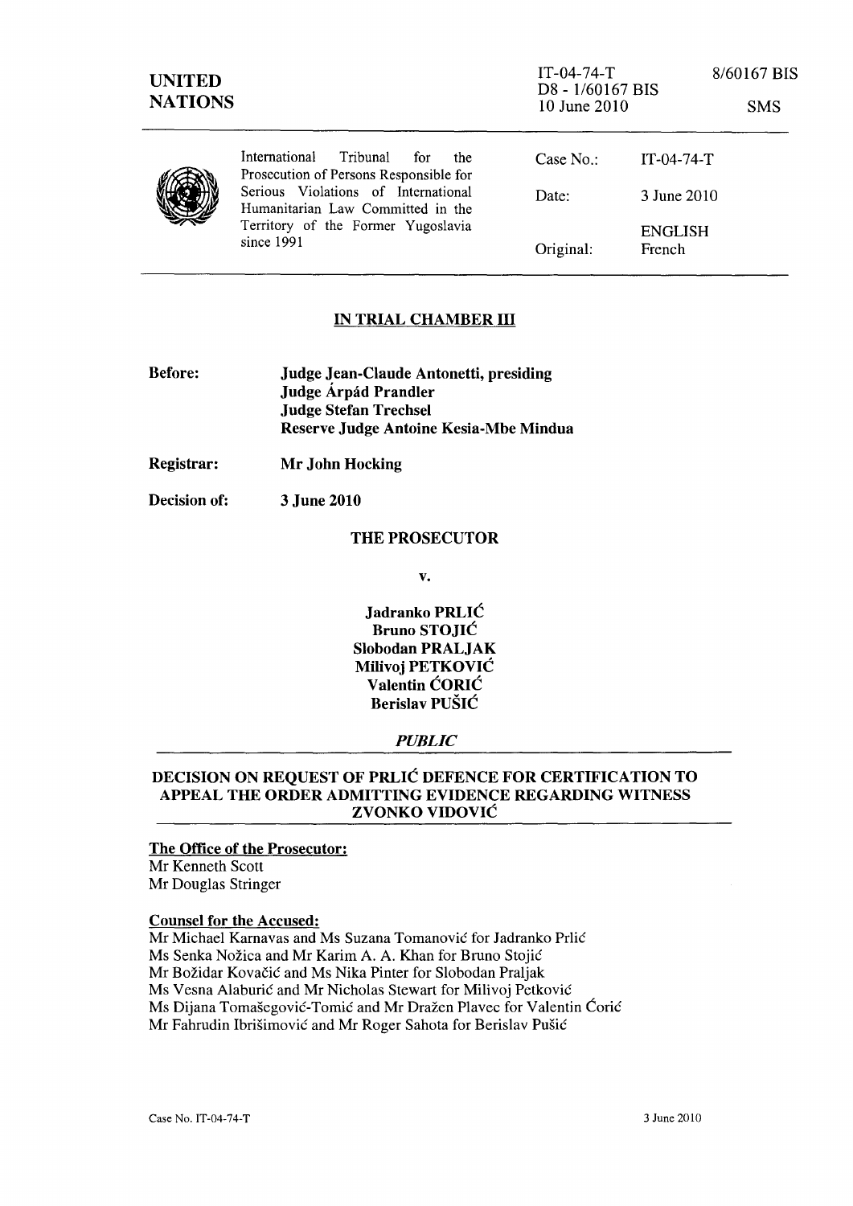UNITED NATIONS

IT-04-74-T
D8 - 1/60167 BIS
10 June 2010

8/60167 BIS

SMS

International Tribunal for the Prosecution of Persons Responsible for Serious Violations of International Humanitarian Law Committed in the Territory of the Former Yugoslavia since 1991

Case No.: IT-04-74-T

Date: 3 June 2010

Original: ENGLISH French

## IN TRIAL CHAMBER III

**Before:** **Judge Jean-Claude Antonetti, presiding**
**Judge Árpád Prandler**
**Judge Stefan Trechsel**
**Reserve Judge Antoine Kesia-Mbe Mindua**

**Registrar:** **Mr John Hocking**

**Decision of:** **3 June 2010**

**THE PROSECUTOR**

**v.**

**Jadranko PRLIĆ**
**Bruno STOJIĆ**
**Slobodan PRALJAK**
**Milivoj PETKOVIĆ**
**Valentin ĆORIĆ**
**Berislav PUŠIĆ**

***PUBLIC***

## DECISION ON REQUEST OF PRLIĆ DEFENCE FOR CERTIFICATION TO APPEAL THE ORDER ADMITTING EVIDENCE REGARDING WITNESS ZVONKO VIDOVIĆ

**The Office of the Prosecutor:**
Mr Kenneth Scott
Mr Douglas Stringer

**Counsel for the Accused:**
Mr Michael Karnavas and Ms Suzana Tomanović for Jadranko Prlić
Ms Senka Nožica and Mr Karim A. A. Khan for Bruno Stojić
Mr Božidar Kovačić and Ms Nika Pinter for Slobodan Praljak
Ms Vesna Alaburić and Mr Nicholas Stewart for Milivoj Petković
Ms Dijana Tomašegović-Tomić and Mr Dražen Plavec for Valentin Ćorić
Mr Fahrudin Ibrišimović and Mr Roger Sahota for Berislav Pušić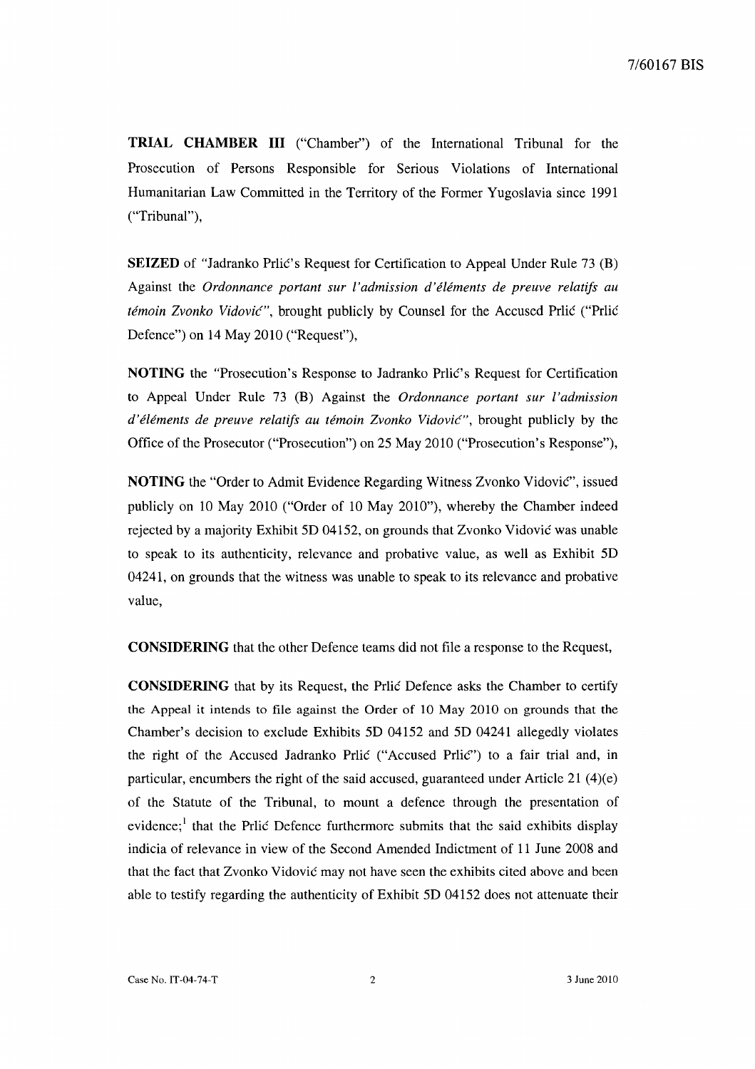**TRIAL CHAMBER III** ("Chamber") of the International Tribunal for the Prosecution of Persons Responsible for Serious Violations of International Humanitarian Law Committed in the Territory of the Former Yugoslavia since 1991 ("Tribunal"),

**SEIZED** of "Jadranko Prlić's Request for Certification to Appeal Under Rule 73 (B) Against the *Ordonnance portant sur l'admission d'éléments de preuve relatifs au témoin Zvonko Vidović*", brought publicly by Counsel for the Accused Prlić ("Prlić Defence") on 14 May 2010 ("Request"),

**NOTING** the "Prosecution's Response to Jadranko Prlić's Request for Certification to Appeal Under Rule 73 (B) Against the *Ordonnance portant sur l'admission d'éléments de preuve relatifs au témoin Zvonko Vidović*", brought publicly by the Office of the Prosecutor ("Prosecution") on 25 May 2010 ("Prosecution's Response"),

**NOTING** the "Order to Admit Evidence Regarding Witness Zvonko Vidović", issued publicly on 10 May 2010 ("Order of 10 May 2010"), whereby the Chamber indeed rejected by a majority Exhibit 5D 04152, on grounds that Zvonko Vidović was unable to speak to its authenticity, relevance and probative value, as well as Exhibit 5D 04241, on grounds that the witness was unable to speak to its relevance and probative value,

**CONSIDERING** that the other Defence teams did not file a response to the Request,

**CONSIDERING** that by its Request, the Prlić Defence asks the Chamber to certify the Appeal it intends to file against the Order of 10 May 2010 on grounds that the Chamber's decision to exclude Exhibits 5D 04152 and 5D 04241 allegedly violates the right of the Accused Jadranko Prlić ("Accused Prlić") to a fair trial and, in particular, encumbers the right of the said accused, guaranteed under Article 21 (4)(e) of the Statute of the Tribunal, to mount a defence through the presentation of evidence;[1] that the Prlić Defence furthermore submits that the said exhibits display indicia of relevance in view of the Second Amended Indictment of 11 June 2008 and that the fact that Zvonko Vidović may not have seen the exhibits cited above and been able to testify regarding the authenticity of Exhibit 5D 04152 does not attenuate their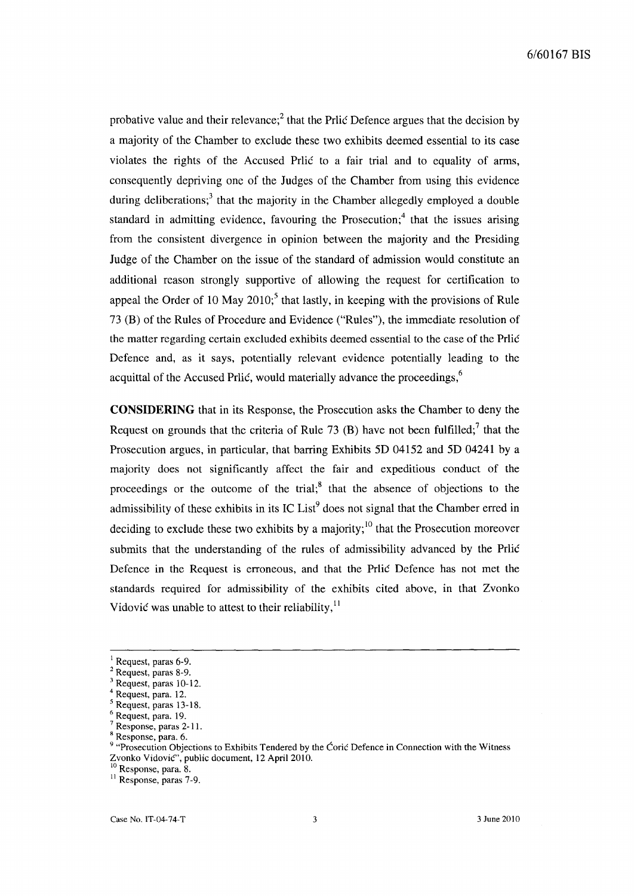probative value and their relevance;[2] that the Prlić Defence argues that the decision by a majority of the Chamber to exclude these two exhibits deemed essential to its case violates the rights of the Accused Prlić to a fair trial and to equality of arms, consequently depriving one of the Judges of the Chamber from using this evidence during deliberations;[3] that the majority in the Chamber allegedly employed a double standard in admitting evidence, favouring the Prosecution;[4] that the issues arising from the consistent divergence in opinion between the majority and the Presiding Judge of the Chamber on the issue of the standard of admission would constitute an additional reason strongly supportive of allowing the request for certification to appeal the Order of 10 May 2010;[5] that lastly, in keeping with the provisions of Rule 73 (B) of the Rules of Procedure and Evidence ("Rules"), the immediate resolution of the matter regarding certain excluded exhibits deemed essential to the case of the Prlić Defence and, as it says, potentially relevant evidence potentially leading to the acquittal of the Accused Prlić, would materially advance the proceedings,[6]

**CONSIDERING** that in its Response, the Prosecution asks the Chamber to deny the Request on grounds that the criteria of Rule 73 (B) have not been fulfilled;[7] that the Prosecution argues, in particular, that barring Exhibits 5D 04152 and 5D 04241 by a majority does not significantly affect the fair and expeditious conduct of the proceedings or the outcome of the trial;[8] that the absence of objections to the admissibility of these exhibits in its IC List[9] does not signal that the Chamber erred in deciding to exclude these two exhibits by a majority;[10] that the Prosecution moreover submits that the understanding of the rules of admissibility advanced by the Prlić Defence in the Request is erroneous, and that the Prlić Defence has not met the standards required for admissibility of the exhibits cited above, in that Zvonko Vidović was unable to attest to their reliability,[11]

---

[1] Request, paras 6-9.
[2] Request, paras 8-9.
[3] Request, paras 10-12.
[4] Request, para. 12.
[5] Request, paras 13-18.
[6] Request, para. 19.
[7] Response, paras 2-11.
[8] Response, para. 6.
[9] "Prosecution Objections to Exhibits Tendered by the Ćorić Defence in Connection with the Witness Zvonko Vidović", public document, 12 April 2010.
[10] Response, para. 8.
[11] Response, paras 7-9.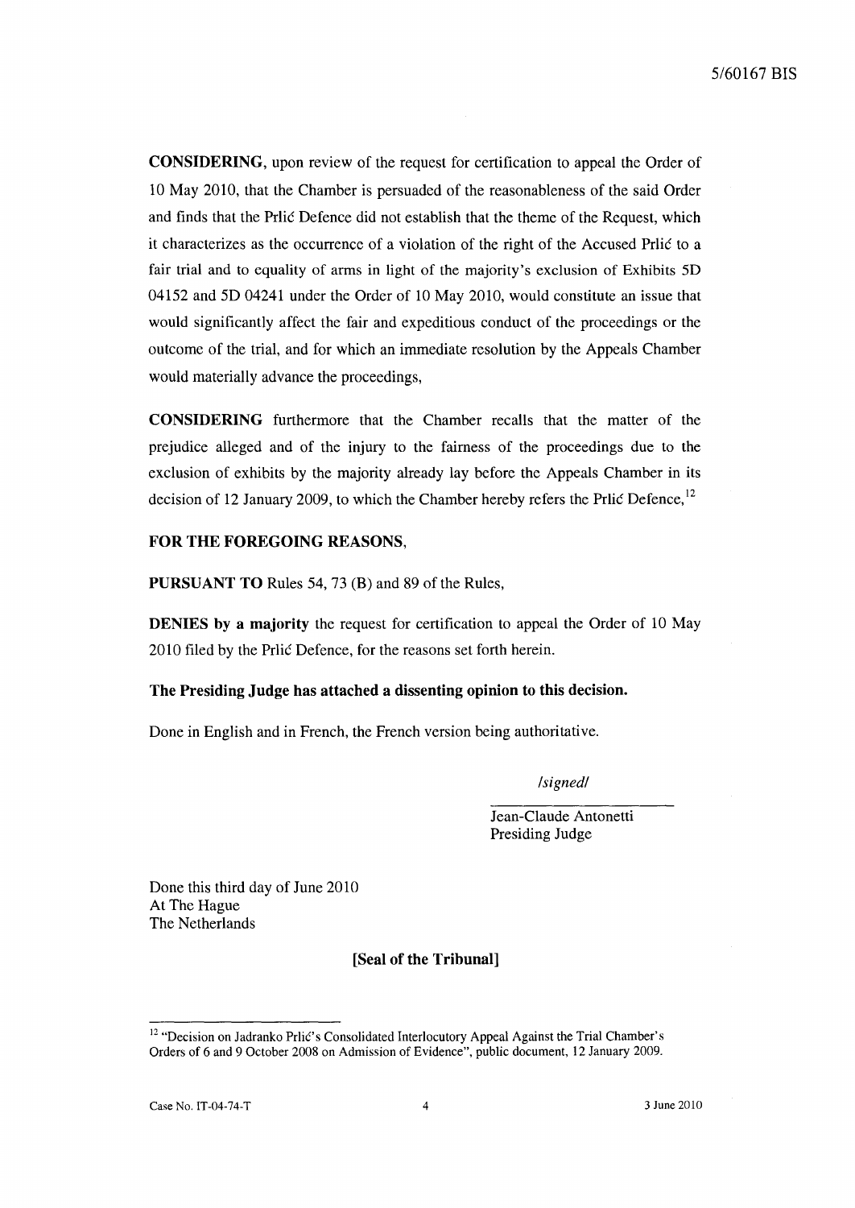**CONSIDERING**, upon review of the request for certification to appeal the Order of 10 May 2010, that the Chamber is persuaded of the reasonableness of the said Order and finds that the Prlić Defence did not establish that the theme of the Request, which it characterizes as the occurrence of a violation of the right of the Accused Prlić to a fair trial and to equality of arms in light of the majority's exclusion of Exhibits 5D 04152 and 5D 04241 under the Order of 10 May 2010, would constitute an issue that would significantly affect the fair and expeditious conduct of the proceedings or the outcome of the trial, and for which an immediate resolution by the Appeals Chamber would materially advance the proceedings,

**CONSIDERING** furthermore that the Chamber recalls that the matter of the prejudice alleged and of the injury to the fairness of the proceedings due to the exclusion of exhibits by the majority already lay before the Appeals Chamber in its decision of 12 January 2009, to which the Chamber hereby refers the Prlić Defence,[12]

**FOR THE FOREGOING REASONS**,

**PURSUANT TO** Rules 54, 73 (B) and 89 of the Rules,

**DENIES by a majority** the request for certification to appeal the Order of 10 May 2010 filed by the Prlić Defence, for the reasons set forth herein.

**The Presiding Judge has attached a dissenting opinion to this decision.**

Done in English and in French, the French version being authoritative.

*/signed/*

Jean-Claude Antonetti
Presiding Judge

Done this third day of June 2010
At The Hague
The Netherlands

**[Seal of the Tribunal]**

---

[12] "Decision on Jadranko Prlić's Consolidated Interlocutory Appeal Against the Trial Chamber's Orders of 6 and 9 October 2008 on Admission of Evidence", public document, 12 January 2009.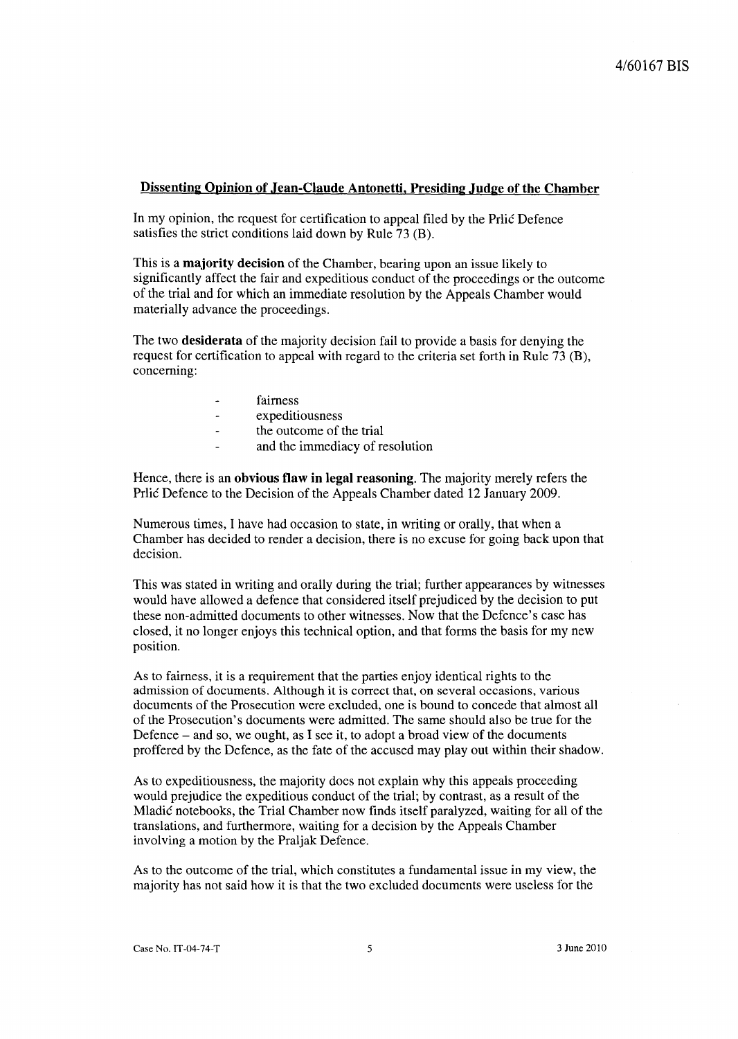**Dissenting Opinion of Jean-Claude Antonetti, Presiding Judge of the Chamber**

In my opinion, the request for certification to appeal filed by the Prlić Defence satisfies the strict conditions laid down by Rule 73 (B).

This is a **majority decision** of the Chamber, bearing upon an issue likely to significantly affect the fair and expeditious conduct of the proceedings or the outcome of the trial and for which an immediate resolution by the Appeals Chamber would materially advance the proceedings.

The two **desiderata** of the majority decision fail to provide a basis for denying the request for certification to appeal with regard to the criteria set forth in Rule 73 (B), concerning:

- fairness
- expeditiousness
- the outcome of the trial
- and the immediacy of resolution

Hence, there is an **obvious flaw in legal reasoning**. The majority merely refers the Prlić Defence to the Decision of the Appeals Chamber dated 12 January 2009.

Numerous times, I have had occasion to state, in writing or orally, that when a Chamber has decided to render a decision, there is no excuse for going back upon that decision.

This was stated in writing and orally during the trial; further appearances by witnesses would have allowed a defence that considered itself prejudiced by the decision to put these non-admitted documents to other witnesses. Now that the Defence's case has closed, it no longer enjoys this technical option, and that forms the basis for my new position.

As to fairness, it is a requirement that the parties enjoy identical rights to the admission of documents. Although it is correct that, on several occasions, various documents of the Prosecution were excluded, one is bound to concede that almost all of the Prosecution's documents were admitted. The same should also be true for the Defence – and so, we ought, as I see it, to adopt a broad view of the documents proffered by the Defence, as the fate of the accused may play out within their shadow.

As to expeditiousness, the majority does not explain why this appeals proceeding would prejudice the expeditious conduct of the trial; by contrast, as a result of the Mladić notebooks, the Trial Chamber now finds itself paralyzed, waiting for all of the translations, and furthermore, waiting for a decision by the Appeals Chamber involving a motion by the Praljak Defence.

As to the outcome of the trial, which constitutes a fundamental issue in my view, the majority has not said how it is that the two excluded documents were useless for the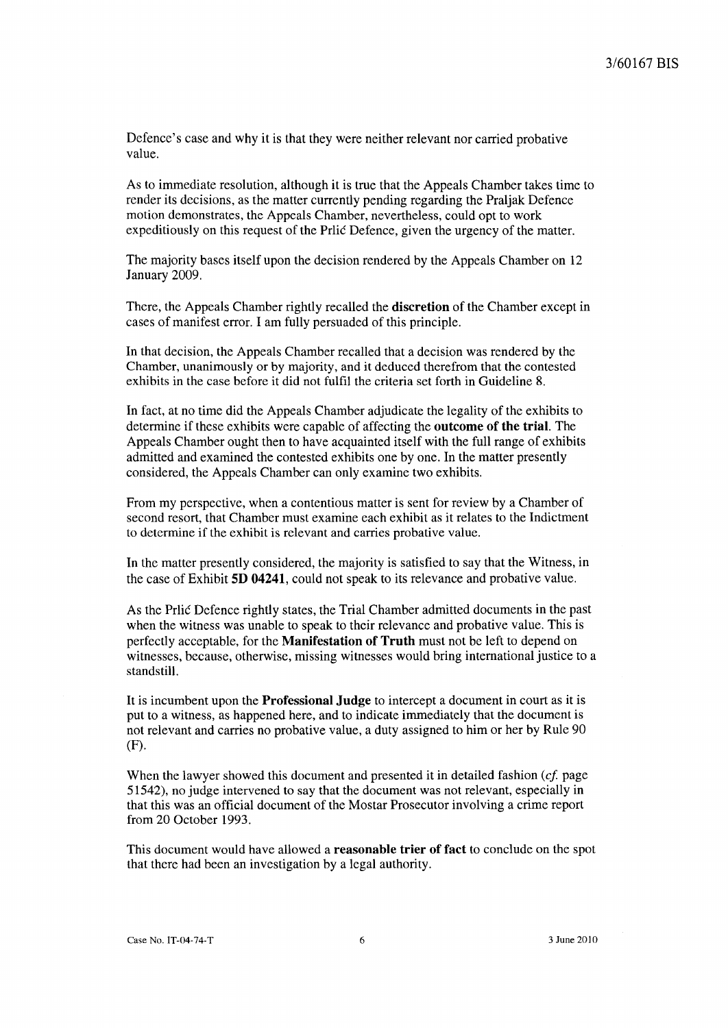Defence's case and why it is that they were neither relevant nor carried probative value.

As to immediate resolution, although it is true that the Appeals Chamber takes time to render its decisions, as the matter currently pending regarding the Praljak Defence motion demonstrates, the Appeals Chamber, nevertheless, could opt to work expeditiously on this request of the Prlić Defence, given the urgency of the matter.

The majority bases itself upon the decision rendered by the Appeals Chamber on 12 January 2009.

There, the Appeals Chamber rightly recalled the **discretion** of the Chamber except in cases of manifest error. I am fully persuaded of this principle.

In that decision, the Appeals Chamber recalled that a decision was rendered by the Chamber, unanimously or by majority, and it deduced therefrom that the contested exhibits in the case before it did not fulfil the criteria set forth in Guideline 8.

In fact, at no time did the Appeals Chamber adjudicate the legality of the exhibits to determine if these exhibits were capable of affecting the **outcome of the trial**. The Appeals Chamber ought then to have acquainted itself with the full range of exhibits admitted and examined the contested exhibits one by one. In the matter presently considered, the Appeals Chamber can only examine two exhibits.

From my perspective, when a contentious matter is sent for review by a Chamber of second resort, that Chamber must examine each exhibit as it relates to the Indictment to determine if the exhibit is relevant and carries probative value.

In the matter presently considered, the majority is satisfied to say that the Witness, in the case of Exhibit **5D 04241**, could not speak to its relevance and probative value.

As the Prlić Defence rightly states, the Trial Chamber admitted documents in the past when the witness was unable to speak to their relevance and probative value. This is perfectly acceptable, for the **Manifestation of Truth** must not be left to depend on witnesses, because, otherwise, missing witnesses would bring international justice to a standstill.

It is incumbent upon the **Professional Judge** to intercept a document in court as it is put to a witness, as happened here, and to indicate immediately that the document is not relevant and carries no probative value, a duty assigned to him or her by Rule 90 (F).

When the lawyer showed this document and presented it in detailed fashion (*cf.* page 51542), no judge intervened to say that the document was not relevant, especially in that this was an official document of the Mostar Prosecutor involving a crime report from 20 October 1993.

This document would have allowed a **reasonable trier of fact** to conclude on the spot that there had been an investigation by a legal authority.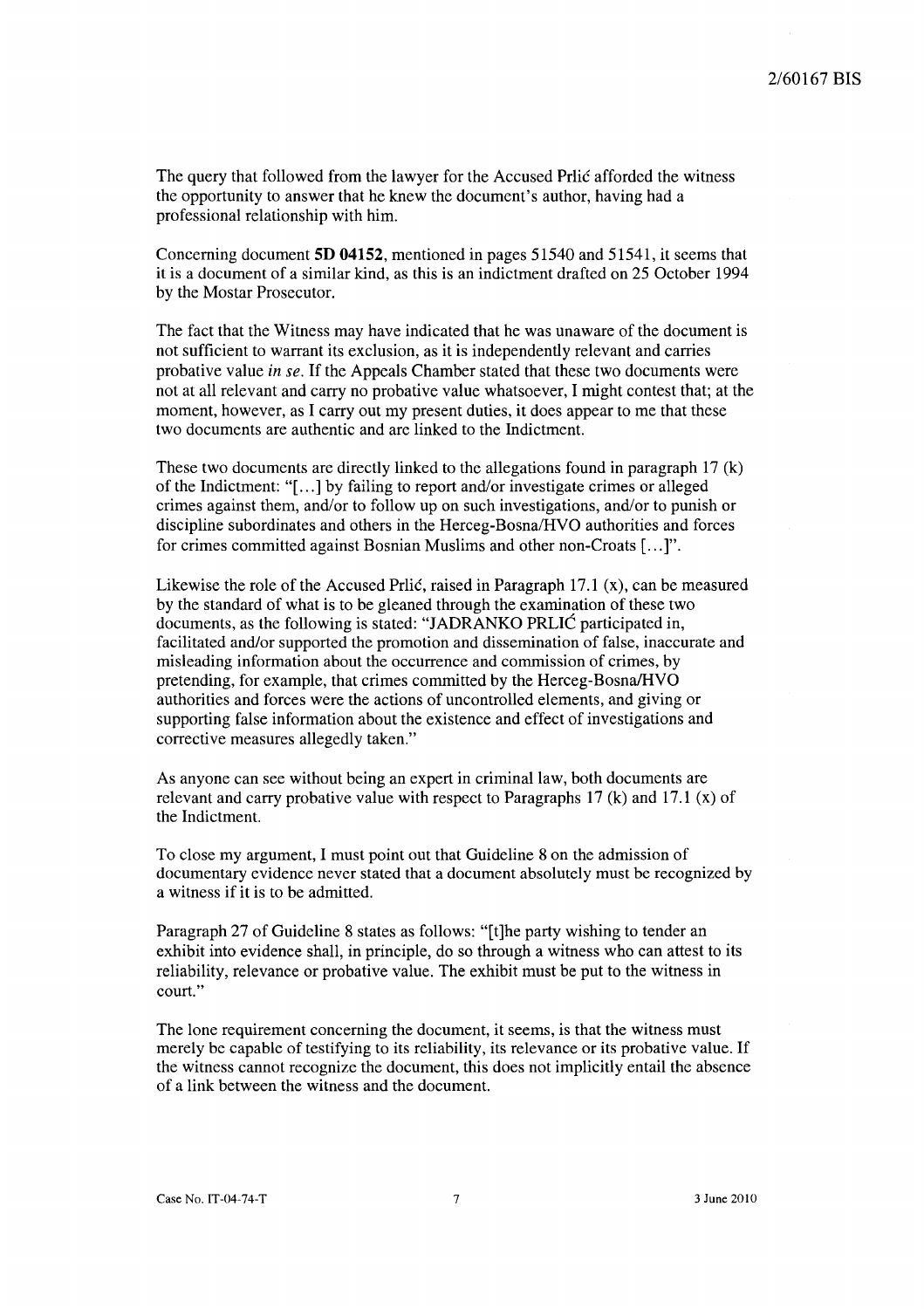The query that followed from the lawyer for the Accused Prlić afforded the witness the opportunity to answer that he knew the document's author, having had a professional relationship with him.

Concerning document **5D 04152**, mentioned in pages 51540 and 51541, it seems that it is a document of a similar kind, as this is an indictment drafted on 25 October 1994 by the Mostar Prosecutor.

The fact that the Witness may have indicated that he was unaware of the document is not sufficient to warrant its exclusion, as it is independently relevant and carries probative value *in se*. If the Appeals Chamber stated that these two documents were not at all relevant and carry no probative value whatsoever, I might contest that; at the moment, however, as I carry out my present duties, it does appear to me that these two documents are authentic and are linked to the Indictment.

These two documents are directly linked to the allegations found in paragraph 17 (k) of the Indictment: "[...] by failing to report and/or investigate crimes or alleged crimes against them, and/or to follow up on such investigations, and/or to punish or discipline subordinates and others in the Herceg-Bosna/HVO authorities and forces for crimes committed against Bosnian Muslims and other non-Croats [...]".

Likewise the role of the Accused Prlić, raised in Paragraph 17.1 (x), can be measured by the standard of what is to be gleaned through the examination of these two documents, as the following is stated: "JADRANKO PRLIĆ participated in, facilitated and/or supported the promotion and dissemination of false, inaccurate and misleading information about the occurrence and commission of crimes, by pretending, for example, that crimes committed by the Herceg-Bosna/HVO authorities and forces were the actions of uncontrolled elements, and giving or supporting false information about the existence and effect of investigations and corrective measures allegedly taken."

As anyone can see without being an expert in criminal law, both documents are relevant and carry probative value with respect to Paragraphs 17 (k) and 17.1 (x) of the Indictment.

To close my argument, I must point out that Guideline 8 on the admission of documentary evidence never stated that a document absolutely must be recognized by a witness if it is to be admitted.

Paragraph 27 of Guideline 8 states as follows: "[t]he party wishing to tender an exhibit into evidence shall, in principle, do so through a witness who can attest to its reliability, relevance or probative value. The exhibit must be put to the witness in court."

The lone requirement concerning the document, it seems, is that the witness must merely be capable of testifying to its reliability, its relevance or its probative value. If the witness cannot recognize the document, this does not implicitly entail the absence of a link between the witness and the document.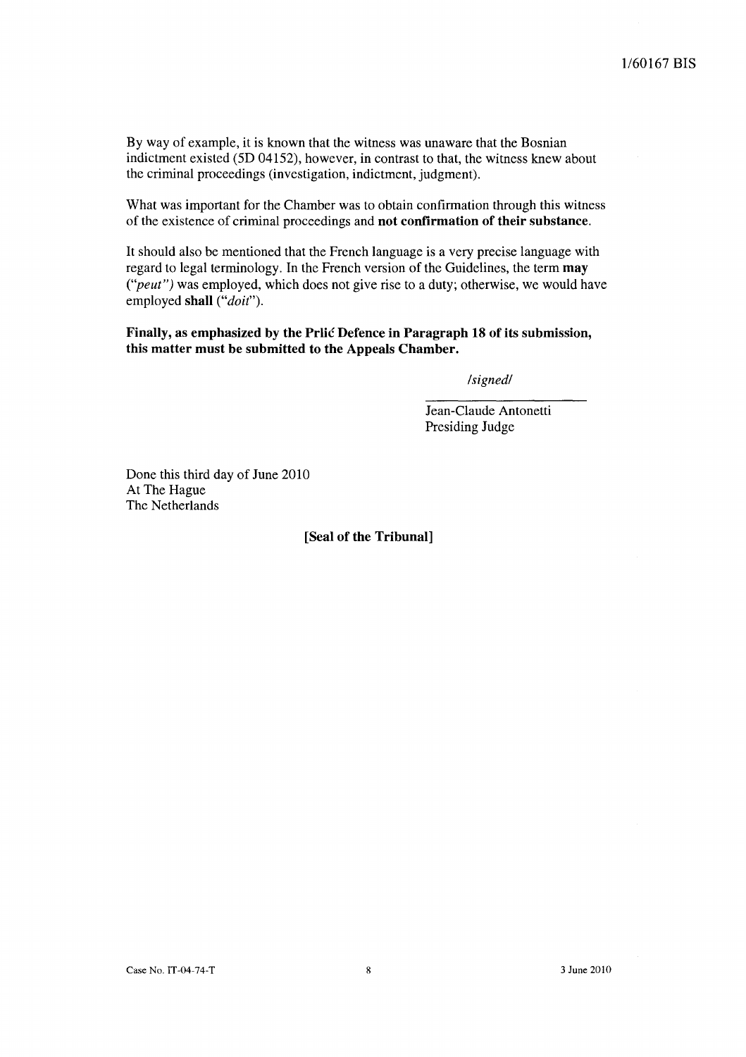By way of example, it is known that the witness was unaware that the Bosnian indictment existed (5D 04152), however, in contrast to that, the witness knew about the criminal proceedings (investigation, indictment, judgment).

What was important for the Chamber was to obtain confirmation through this witness of the existence of criminal proceedings and **not confirmation of their substance**.

It should also be mentioned that the French language is a very precise language with regard to legal terminology. In the French version of the Guidelines, the term **may** (*"peut")* was employed, which does not give rise to a duty; otherwise, we would have employed **shall** (*"doit"*).

**Finally, as emphasized by the Prlić Defence in Paragraph 18 of its submission, this matter must be submitted to the Appeals Chamber.**

*/signed/*

Jean-Claude Antonetti
Presiding Judge

Done this third day of June 2010
At The Hague
The Netherlands

**[Seal of the Tribunal]**